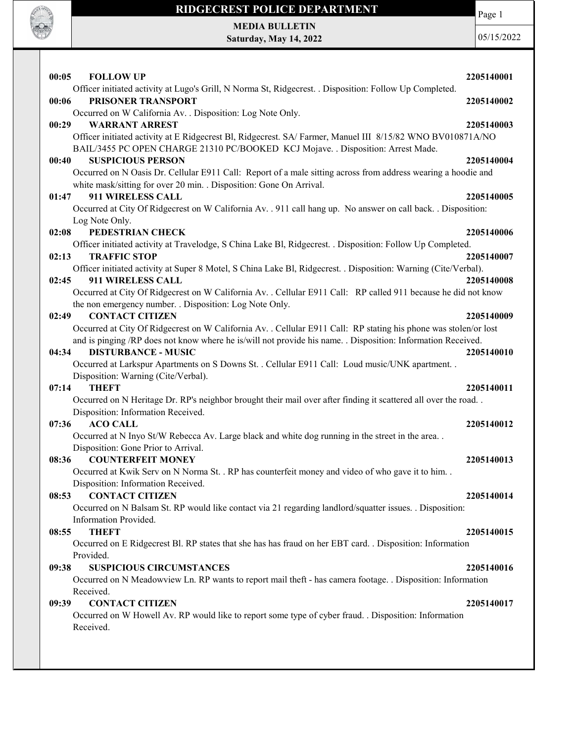# RIDGECREST POLICE DEPARTMENT

**MEDIA BULLETIN**
**Saturday, May 14, 2022**

05/15/2022

**00:05 FOLLOW UP** **2205140001**
Officer initiated activity at Lugo's Grill, N Norma St, Ridgecrest. . Disposition: Follow Up Completed.

**00:06 PRISONER TRANSPORT** **2205140002**
Occurred on W California Av. . Disposition: Log Note Only.

**00:29 WARRANT ARREST** **2205140003**
Officer initiated activity at E Ridgecrest Bl, Ridgecrest. SA/ Farmer, Manuel III 8/15/82 WNO BV010871A/NO BAIL/3455 PC OPEN CHARGE 21310 PC/BOOKED KCJ Mojave. . Disposition: Arrest Made.

**00:40 SUSPICIOUS PERSON** **2205140004**
Occurred on N Oasis Dr. Cellular E911 Call: Report of a male sitting across from address wearing a hoodie and white mask/sitting for over 20 min. . Disposition: Gone On Arrival.

**01:47 911 WIRELESS CALL** **2205140005**
Occurred at City Of Ridgecrest on W California Av. . 911 call hang up. No answer on call back. . Disposition: Log Note Only.

**02:08 PEDESTRIAN CHECK** **2205140006**
Officer initiated activity at Travelodge, S China Lake Bl, Ridgecrest. . Disposition: Follow Up Completed.

**02:13 TRAFFIC STOP** **2205140007**
Officer initiated activity at Super 8 Motel, S China Lake Bl, Ridgecrest. . Disposition: Warning (Cite/Verbal).

**02:45 911 WIRELESS CALL** **2205140008**
Occurred at City Of Ridgecrest on W California Av. . Cellular E911 Call: RP called 911 because he did not know the non emergency number. . Disposition: Log Note Only.

**02:49 CONTACT CITIZEN** **2205140009**
Occurred at City Of Ridgecrest on W California Av. . Cellular E911 Call: RP stating his phone was stolen/or lost and is pinging /RP does not know where he is/will not provide his name. . Disposition: Information Received.

**04:34 DISTURBANCE - MUSIC** **2205140010**
Occurred at Larkspur Apartments on S Downs St. . Cellular E911 Call: Loud music/UNK apartment. . Disposition: Warning (Cite/Verbal).

**07:14 THEFT** **2205140011**
Occurred on N Heritage Dr. RP's neighbor brought their mail over after finding it scattered all over the road. . Disposition: Information Received.

**07:36 ACO CALL** **2205140012**
Occurred at N Inyo St/W Rebecca Av. Large black and white dog running in the street in the area. . Disposition: Gone Prior to Arrival.

**08:36 COUNTERFEIT MONEY** **2205140013**
Occurred at Kwik Serv on N Norma St. . RP has counterfeit money and video of who gave it to him. . Disposition: Information Received.

**08:53 CONTACT CITIZEN** **2205140014**
Occurred on N Balsam St. RP would like contact via 21 regarding landlord/squatter issues. . Disposition: Information Provided.

**08:55 THEFT** **2205140015**
Occurred on E Ridgecrest Bl. RP states that she has has fraud on her EBT card. . Disposition: Information Provided.

**09:38 SUSPICIOUS CIRCUMSTANCES** **2205140016**
Occurred on N Meadowview Ln. RP wants to report mail theft - has camera footage. . Disposition: Information Received.

**09:39 CONTACT CITIZEN** **2205140017**
Occurred on W Howell Av. RP would like to report some type of cyber fraud. . Disposition: Information Received.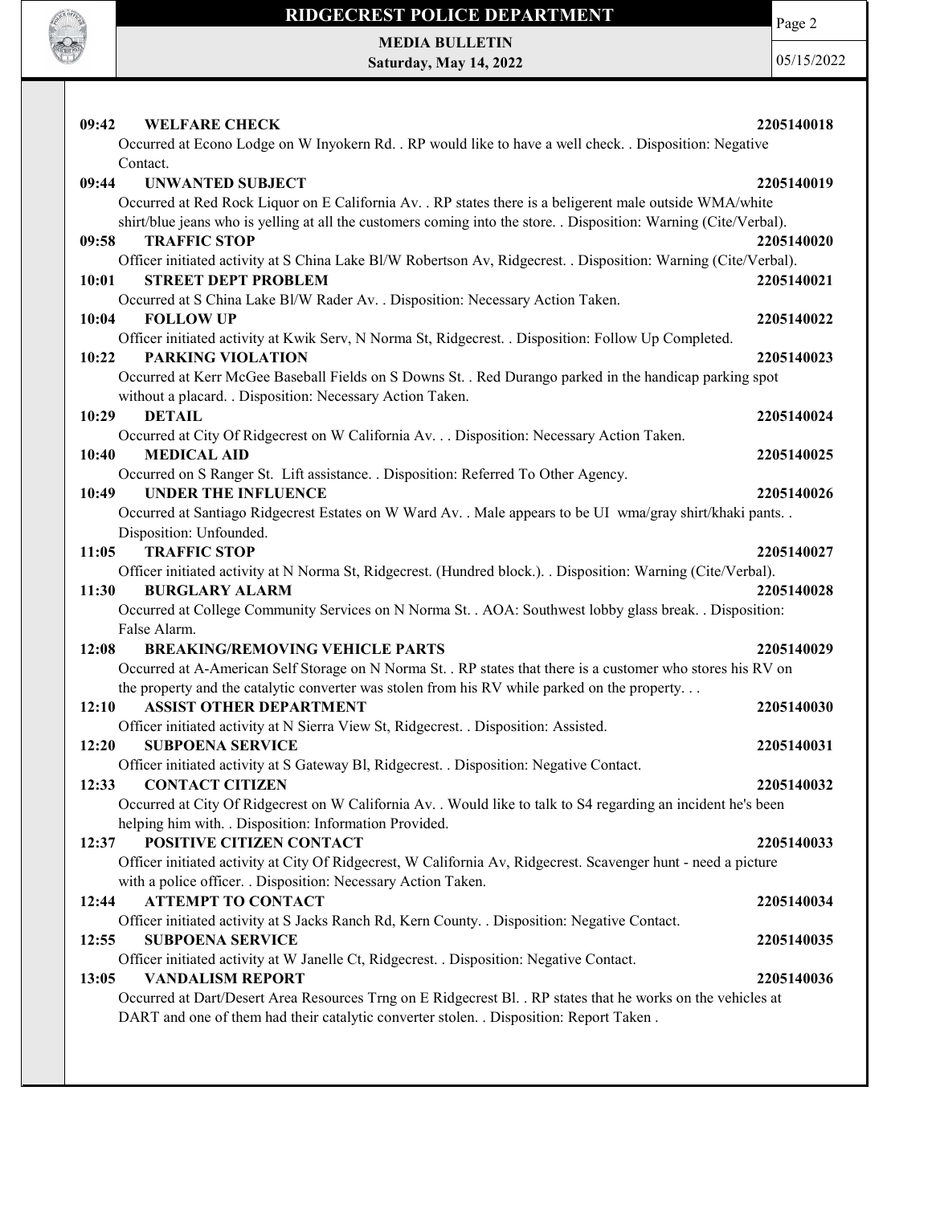**09:42 WELFARE CHECK 2205140018**

Occurred at Econo Lodge on W Inyokern Rd. . RP would like to have a well check. . Disposition: Negative Contact.

**09:44 UNWANTED SUBJECT 2205140019**

Occurred at Red Rock Liquor on E California Av. . RP states there is a beligerent male outside WMA/white shirt/blue jeans who is yelling at all the customers coming into the store. . Disposition: Warning (Cite/Verbal).

**09:58 TRAFFIC STOP 2205140020**

Officer initiated activity at S China Lake Bl/W Robertson Av, Ridgecrest. . Disposition: Warning (Cite/Verbal).

**10:01 STREET DEPT PROBLEM 2205140021**

Occurred at S China Lake Bl/W Rader Av. . Disposition: Necessary Action Taken.

**10:04 FOLLOW UP 2205140022**

Officer initiated activity at Kwik Serv, N Norma St, Ridgecrest. . Disposition: Follow Up Completed.

**10:22 PARKING VIOLATION 2205140023**

Occurred at Kerr McGee Baseball Fields on S Downs St. . Red Durango parked in the handicap parking spot without a placard. . Disposition: Necessary Action Taken.

**10:29 DETAIL 2205140024**

Occurred at City Of Ridgecrest on W California Av. . . Disposition: Necessary Action Taken.

**10:40 MEDICAL AID 2205140025**

Occurred on S Ranger St. Lift assistance. . Disposition: Referred To Other Agency.

**10:49 UNDER THE INFLUENCE 2205140026**

Occurred at Santiago Ridgecrest Estates on W Ward Av. . Male appears to be UI wma/gray shirt/khaki pants. . Disposition: Unfounded.

**11:05 TRAFFIC STOP 2205140027**

Officer initiated activity at N Norma St, Ridgecrest. (Hundred block.). . Disposition: Warning (Cite/Verbal).

**11:30 BURGLARY ALARM 2205140028**

Occurred at College Community Services on N Norma St. . AOA: Southwest lobby glass break. . Disposition: False Alarm.

**12:08 BREAKING/REMOVING VEHICLE PARTS 2205140029**

Occurred at A-American Self Storage on N Norma St. . RP states that there is a customer who stores his RV on the property and the catalytic converter was stolen from his RV while parked on the property. . .

**12:10 ASSIST OTHER DEPARTMENT 2205140030**

Officer initiated activity at N Sierra View St, Ridgecrest. . Disposition: Assisted.

**12:20 SUBPOENA SERVICE 2205140031**

Officer initiated activity at S Gateway Bl, Ridgecrest. . Disposition: Negative Contact.

**12:33 CONTACT CITIZEN 2205140032**

Occurred at City Of Ridgecrest on W California Av. . Would like to talk to S4 regarding an incident he's been helping him with. . Disposition: Information Provided.

**12:37 POSITIVE CITIZEN CONTACT 2205140033**

Officer initiated activity at City Of Ridgecrest, W California Av, Ridgecrest. Scavenger hunt - need a picture with a police officer. . Disposition: Necessary Action Taken.

**12:44 ATTEMPT TO CONTACT 2205140034**

Officer initiated activity at S Jacks Ranch Rd, Kern County. . Disposition: Negative Contact.

**12:55 SUBPOENA SERVICE 2205140035**

Officer initiated activity at W Janelle Ct, Ridgecrest. . Disposition: Negative Contact.

**13:05 VANDALISM REPORT 2205140036**

Occurred at Dart/Desert Area Resources Trng on E Ridgecrest Bl. . RP states that he works on the vehicles at DART and one of them had their catalytic converter stolen. . Disposition: Report Taken .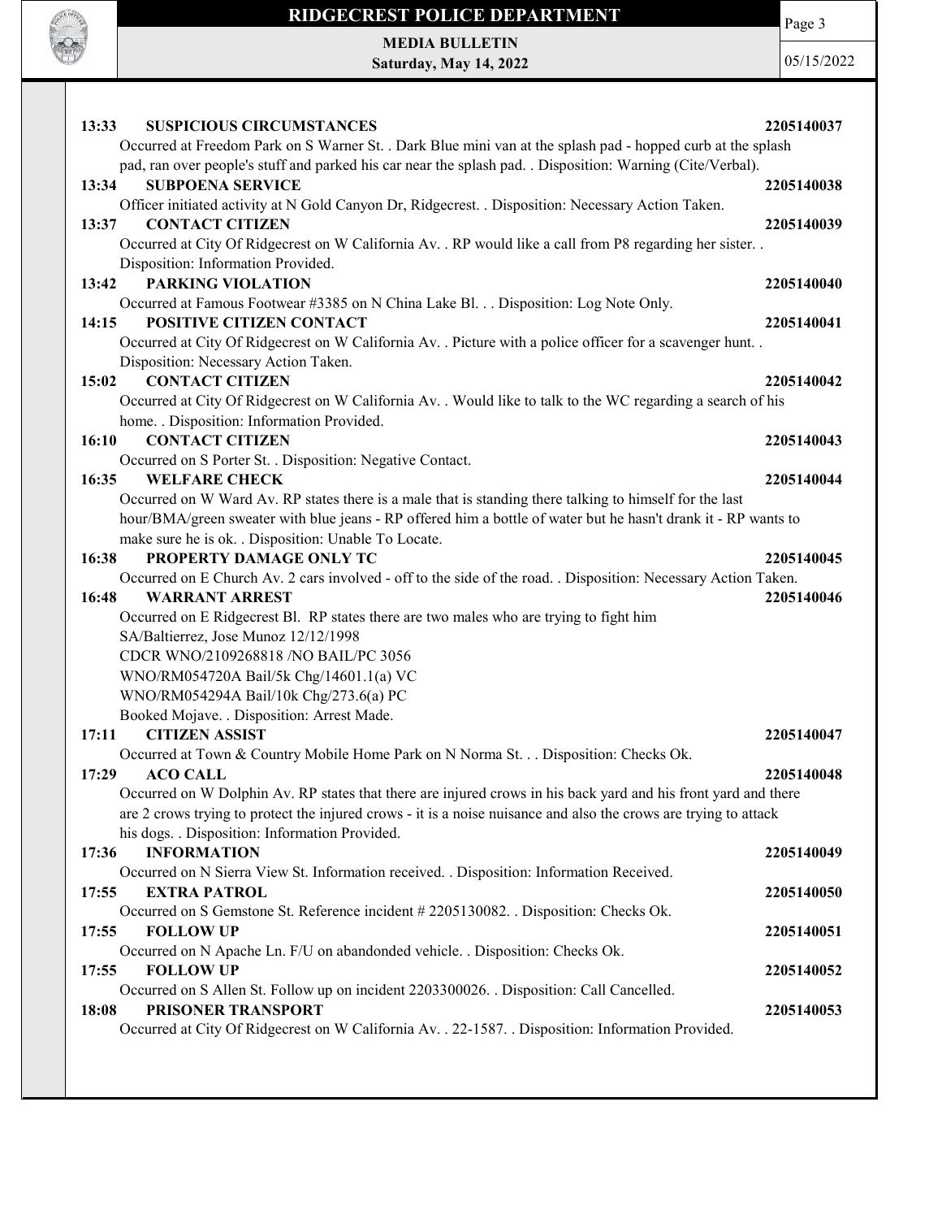**13:33 SUSPICIOUS CIRCUMSTANCES 2205140037**
Occurred at Freedom Park on S Warner St. . Dark Blue mini van at the splash pad - hopped curb at the splash pad, ran over people's stuff and parked his car near the splash pad. . Disposition: Warning (Cite/Verbal).

**13:34 SUBPOENA SERVICE 2205140038**
Officer initiated activity at N Gold Canyon Dr, Ridgecrest. . Disposition: Necessary Action Taken.

**13:37 CONTACT CITIZEN 2205140039**
Occurred at City Of Ridgecrest on W California Av. . RP would like a call from P8 regarding her sister. . Disposition: Information Provided.

**13:42 PARKING VIOLATION 2205140040**
Occurred at Famous Footwear #3385 on N China Lake Bl. . . Disposition: Log Note Only.

**14:15 POSITIVE CITIZEN CONTACT 2205140041**
Occurred at City Of Ridgecrest on W California Av. . Picture with a police officer for a scavenger hunt. . Disposition: Necessary Action Taken.

**15:02 CONTACT CITIZEN 2205140042**
Occurred at City Of Ridgecrest on W California Av. . Would like to talk to the WC regarding a search of his home. . Disposition: Information Provided.

**16:10 CONTACT CITIZEN 2205140043**
Occurred on S Porter St. . Disposition: Negative Contact.

**16:35 WELFARE CHECK 2205140044**
Occurred on W Ward Av. RP states there is a male that is standing there talking to himself for the last hour/BMA/green sweater with blue jeans - RP offered him a bottle of water but he hasn't drank it - RP wants to make sure he is ok. . Disposition: Unable To Locate.

**16:38 PROPERTY DAMAGE ONLY TC 2205140045**
Occurred on E Church Av. 2 cars involved - off to the side of the road. . Disposition: Necessary Action Taken.

**16:48 WARRANT ARREST 2205140046**
Occurred on E Ridgecrest Bl. RP states there are two males who are trying to fight him
SA/Baltierrez, Jose Munoz 12/12/1998
CDCR WNO/2109268818 /NO BAIL/PC 3056
WNO/RM054720A Bail/5k Chg/14601.1(a) VC
WNO/RM054294A Bail/10k Chg/273.6(a) PC
Booked Mojave. . Disposition: Arrest Made.

**17:11 CITIZEN ASSIST 2205140047**
Occurred at Town & Country Mobile Home Park on N Norma St. . . Disposition: Checks Ok.

**17:29 ACO CALL 2205140048**
Occurred on W Dolphin Av. RP states that there are injured crows in his back yard and his front yard and there are 2 crows trying to protect the injured crows - it is a noise nuisance and also the crows are trying to attack his dogs. . Disposition: Information Provided.

**17:36 INFORMATION 2205140049**
Occurred on N Sierra View St. Information received. . Disposition: Information Received.

**17:55 EXTRA PATROL 2205140050**
Occurred on S Gemstone St. Reference incident # 2205130082. . Disposition: Checks Ok.

**17:55 FOLLOW UP 2205140051**
Occurred on N Apache Ln. F/U on abandonded vehicle. . Disposition: Checks Ok.

**17:55 FOLLOW UP 2205140052**
Occurred on S Allen St. Follow up on incident 2203300026. . Disposition: Call Cancelled.

**18:08 PRISONER TRANSPORT 2205140053**
Occurred at City Of Ridgecrest on W California Av. . 22-1587. . Disposition: Information Provided.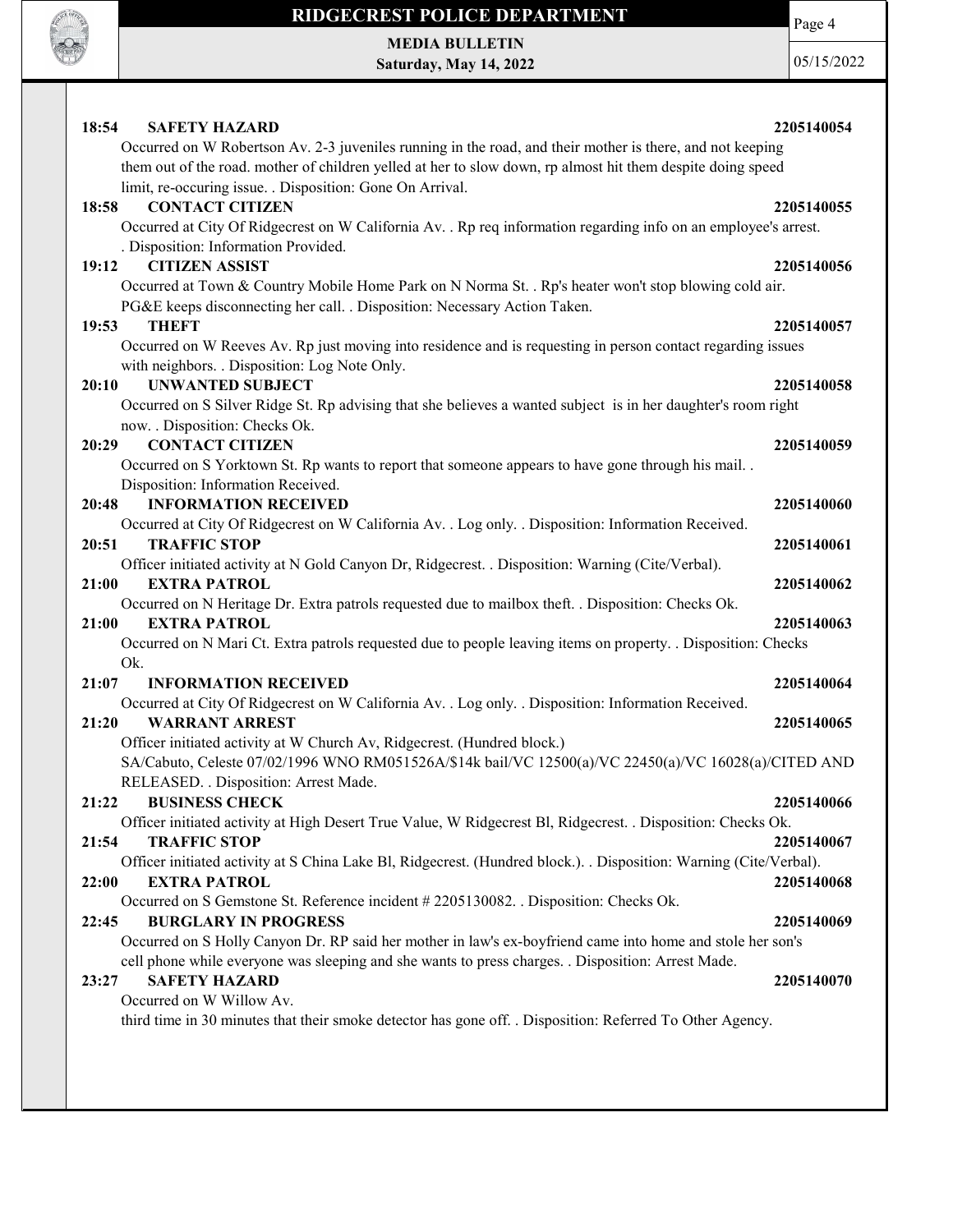**18:54 SAFETY HAZARD 2205140054**

Occurred on W Robertson Av. 2-3 juveniles running in the road, and their mother is there, and not keeping them out of the road. mother of children yelled at her to slow down, rp almost hit them despite doing speed limit, re-occuring issue. . Disposition: Gone On Arrival.

**18:58 CONTACT CITIZEN 2205140055**

Occurred at City Of Ridgecrest on W California Av. . Rp req information regarding info on an employee's arrest. . Disposition: Information Provided.

**19:12 CITIZEN ASSIST 2205140056**

Occurred at Town & Country Mobile Home Park on N Norma St. . Rp's heater won't stop blowing cold air. PG&E keeps disconnecting her call. . Disposition: Necessary Action Taken.

**19:53 THEFT 2205140057**

Occurred on W Reeves Av. Rp just moving into residence and is requesting in person contact regarding issues with neighbors. . Disposition: Log Note Only.

**20:10 UNWANTED SUBJECT 2205140058**

Occurred on S Silver Ridge St. Rp advising that she believes a wanted subject is in her daughter's room right now. . Disposition: Checks Ok.

**20:29 CONTACT CITIZEN 2205140059**

Occurred on S Yorktown St. Rp wants to report that someone appears to have gone through his mail. . Disposition: Information Received.

**20:48 INFORMATION RECEIVED 2205140060**

Occurred at City Of Ridgecrest on W California Av. . Log only. . Disposition: Information Received.

**20:51 TRAFFIC STOP 2205140061**

Officer initiated activity at N Gold Canyon Dr, Ridgecrest. . Disposition: Warning (Cite/Verbal).

**21:00 EXTRA PATROL 2205140062**

Occurred on N Heritage Dr. Extra patrols requested due to mailbox theft. . Disposition: Checks Ok.

**21:00 EXTRA PATROL 2205140063**

Occurred on N Mari Ct. Extra patrols requested due to people leaving items on property. . Disposition: Checks Ok.

**21:07 INFORMATION RECEIVED 2205140064**

Occurred at City Of Ridgecrest on W California Av. . Log only. . Disposition: Information Received.

**21:20 WARRANT ARREST 2205140065**

Officer initiated activity at W Church Av, Ridgecrest. (Hundred block.)
SA/Cabuto, Celeste 07/02/1996 WNO RM051526A/$14k bail/VC 12500(a)/VC 22450(a)/VC 16028(a)/CITED AND RELEASED. . Disposition: Arrest Made.

**21:22 BUSINESS CHECK 2205140066**

Officer initiated activity at High Desert True Value, W Ridgecrest Bl, Ridgecrest. . Disposition: Checks Ok.

**21:54 TRAFFIC STOP 2205140067**

Officer initiated activity at S China Lake Bl, Ridgecrest. (Hundred block.). . Disposition: Warning (Cite/Verbal).

**22:00 EXTRA PATROL 2205140068**

Occurred on S Gemstone St. Reference incident # 2205130082. . Disposition: Checks Ok.

**22:45 BURGLARY IN PROGRESS 2205140069**

Occurred on S Holly Canyon Dr. RP said her mother in law's ex-boyfriend came into home and stole her son's cell phone while everyone was sleeping and she wants to press charges. . Disposition: Arrest Made.

**23:27 SAFETY HAZARD 2205140070**

Occurred on W Willow Av.
third time in 30 minutes that their smoke detector has gone off. . Disposition: Referred To Other Agency.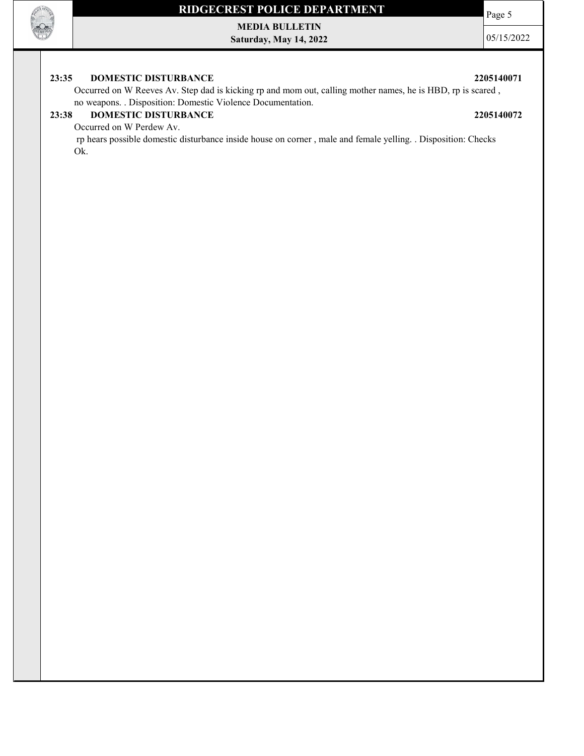**23:35 DOMESTIC DISTURBANCE 2205140071**

Occurred on W Reeves Av. Step dad is kicking rp and mom out, calling mother names, he is HBD, rp is scared , no weapons. . Disposition: Domestic Violence Documentation.

**23:38 DOMESTIC DISTURBANCE 2205140072**

Occurred on W Perdew Av.

rp hears possible domestic disturbance inside house on corner , male and female yelling. . Disposition: Checks Ok.